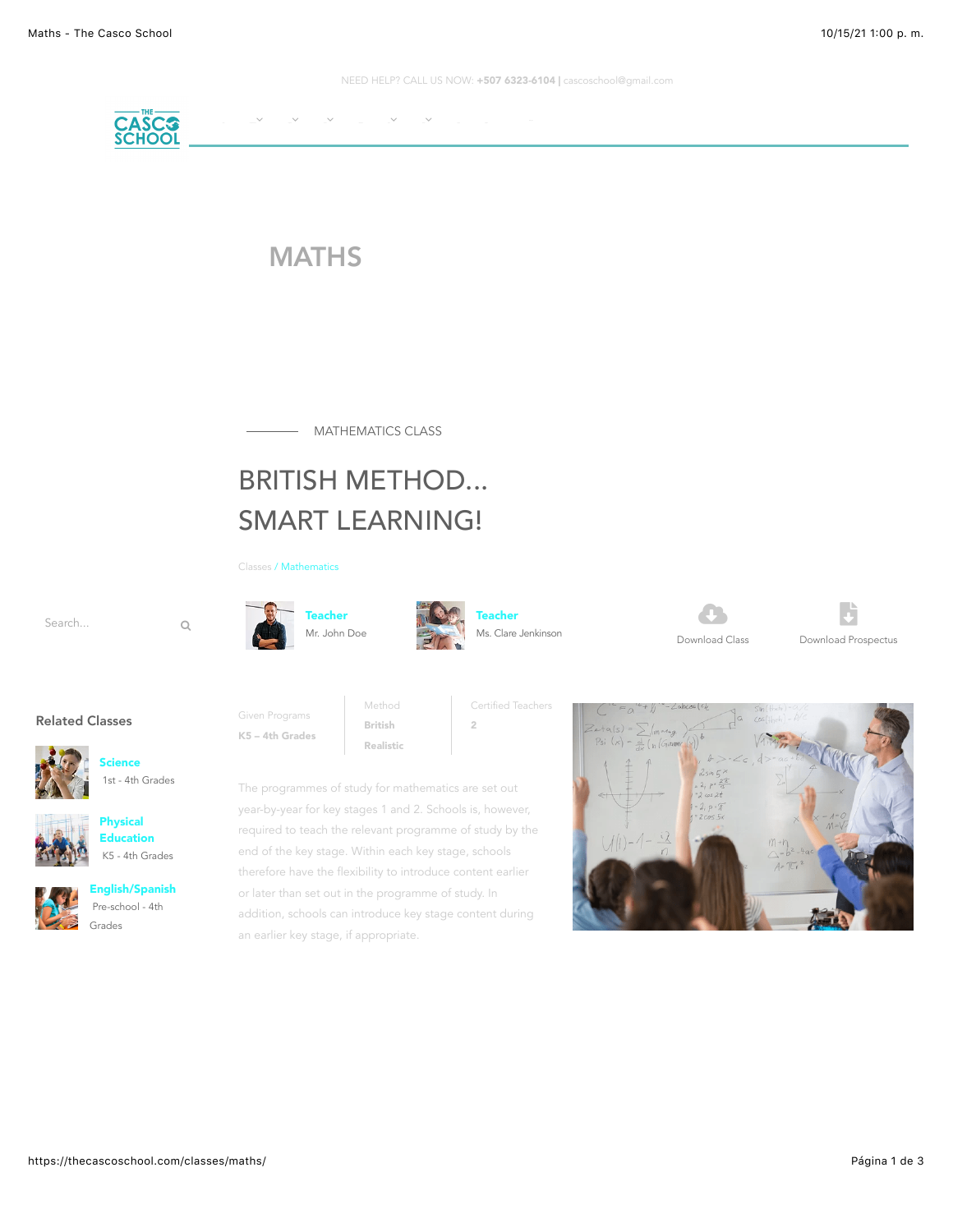NEED HELP? CALL US NOW: **+507 6323-6104** | cascoschool@gmail.com

# MATHS

MATHEMATICS CLASS

## BRITISH METHOD... SMART LEARNING!

Classes / Mathematics

Search...

**Teacher**
Mr. John Doe

**Teacher**
Ms. Clare Jenkinson

Download Class

Download Prospectus

### Related Classes

**Science**
1st - 4th Grades

**Physical Education**
K5 - 4th Grades

**English/Spanish**
Pre-school - 4th Grades

| Given Programs | Method | Certified Teachers |
|---|---|---|
| **K5 – 4th Grades** | **British** **Realistic** | **2** |

The programmes of study for mathematics are set out year-by-year for key stages 1 and 2. Schools is, however, required to teach the relevant programme of study by the end of the key stage. Within each key stage, schools therefore have the flexibility to introduce content earlier or later than set out in the programme of study. In addition, schools can introduce key stage content during an earlier key stage, if appropriate.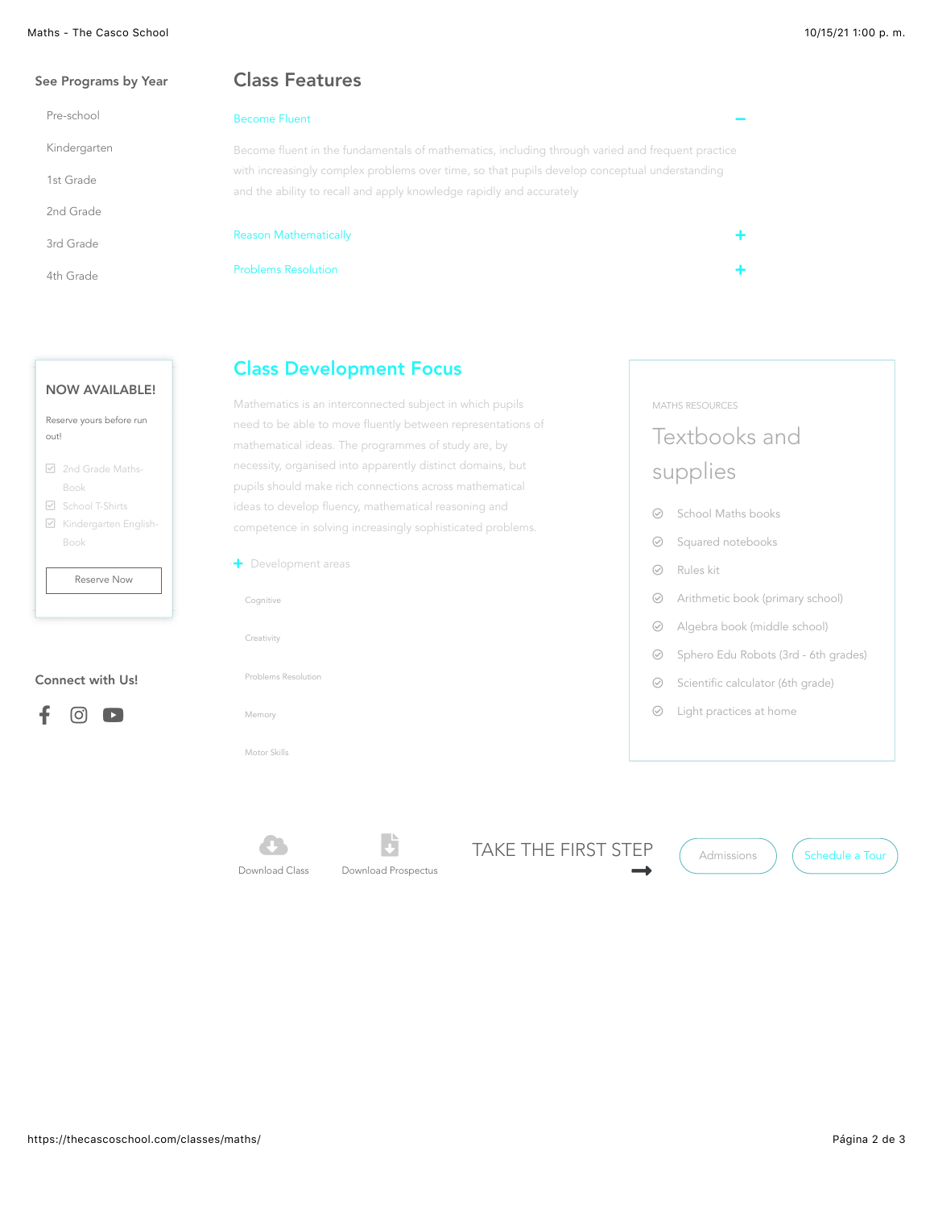## See Programs by Year

- Pre-school
- Kindergarten
- 1st Grade
- 2nd Grade
- 3rd Grade
- 4th Grade

## Class Features

**Become Fluent** −

Become fluent in the fundamentals of mathematics, including through varied and frequent practice with increasingly complex problems over time, so that pupils develop conceptual understanding and the ability to recall and apply knowledge rapidly and accurately

**Reason Mathematically** +

**Problems Resolution** +

### NOW AVAILABLE!

Reserve yours before run out!

- ☑ 2nd Grade Maths-Book
- ☑ School T-Shirts
- ☑ Kindergarten English-Book

Reserve Now

## Class Development Focus

Mathematics is an interconnected subject in which pupils need to be able to move fluently between representations of mathematical ideas. The programmes of study are, by necessity, organised into apparently distinct domains, but pupils should make rich connections across mathematical ideas to develop fluency, mathematical reasoning and competence in solving increasingly sophisticated problems.

+ Development areas

- Cognitive
- Creativity
- Problems Resolution
- Memory
- Motor Skills

MATHS RESOURCES

### Textbooks and supplies

- School Maths books
- Squared notebooks
- Rules kit
- Arithmetic book (primary school)
- Algebra book (middle school)
- Sphero Edu Robots (3rd - 6th grades)
- Scientific calculator (6th grade)
- Light practices at home

### Connect with Us!

Download Class

Download Prospectus

TAKE THE FIRST STEP

Admissions

Schedule a Tour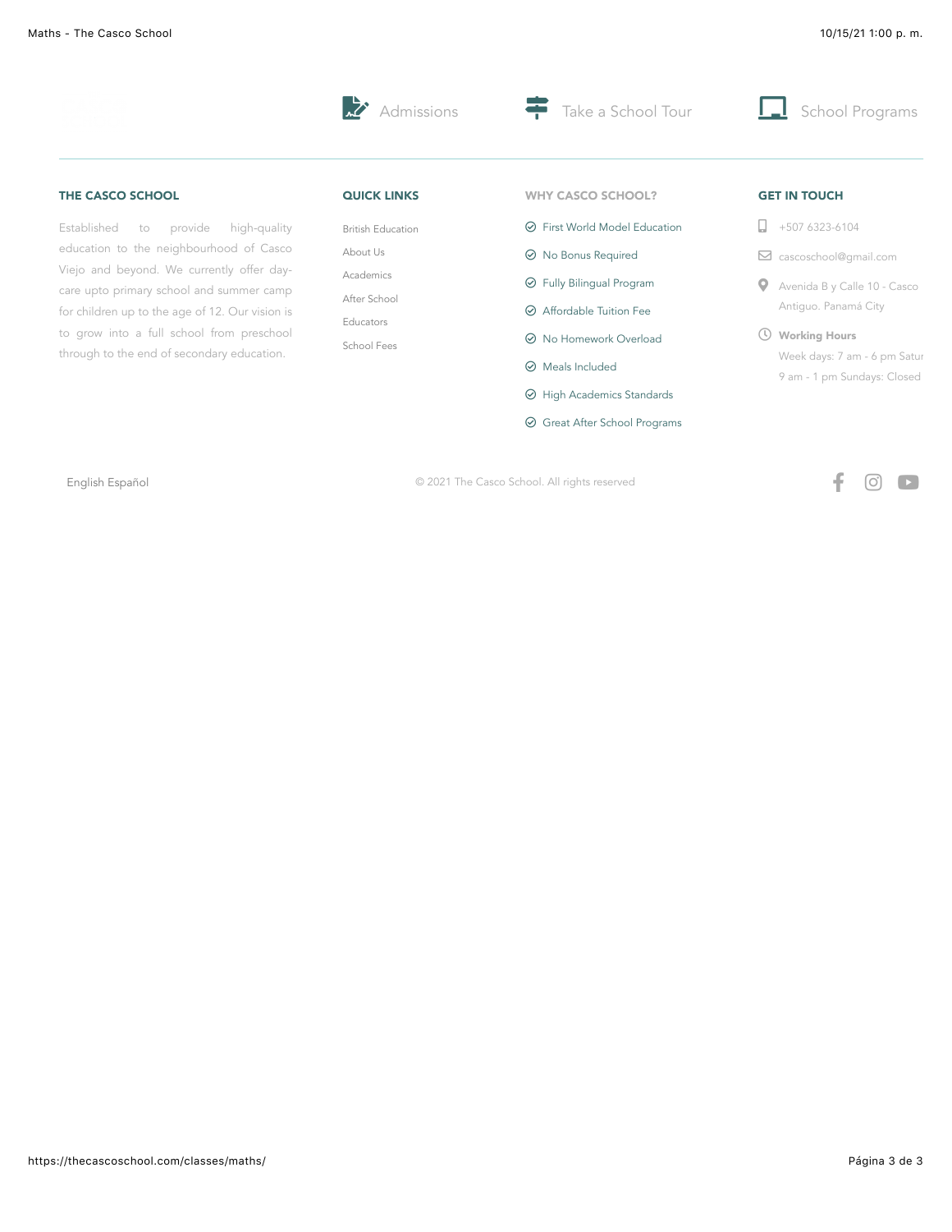Admissions

Take a School Tour

School Programs

### THE CASCO SCHOOL

Established to provide high-quality education to the neighbourhood of Casco Viejo and beyond. We currently offer day-care upto primary school and summer camp for children up to the age of 12. Our vision is to grow into a full school from preschool through to the end of secondary education.

### QUICK LINKS

- British Education
- About Us
- Academics
- After School
- Educators
- School Fees

### WHY CASCO SCHOOL?

- First World Model Education
- No Bonus Required
- Fully Bilingual Program
- Affordable Tuition Fee
- No Homework Overload
- Meals Included
- High Academics Standards
- Great After School Programs

### GET IN TOUCH

+507 6323-6104

cascoschool@gmail.com

Avenida B y Calle 10 - Casco Antiguo. Panamá City

**Working Hours**

Week days: 7 am - 6 pm Satur 9 am - 1 pm Sundays: Closed

English Español

© 2021 The Casco School. All rights reserved